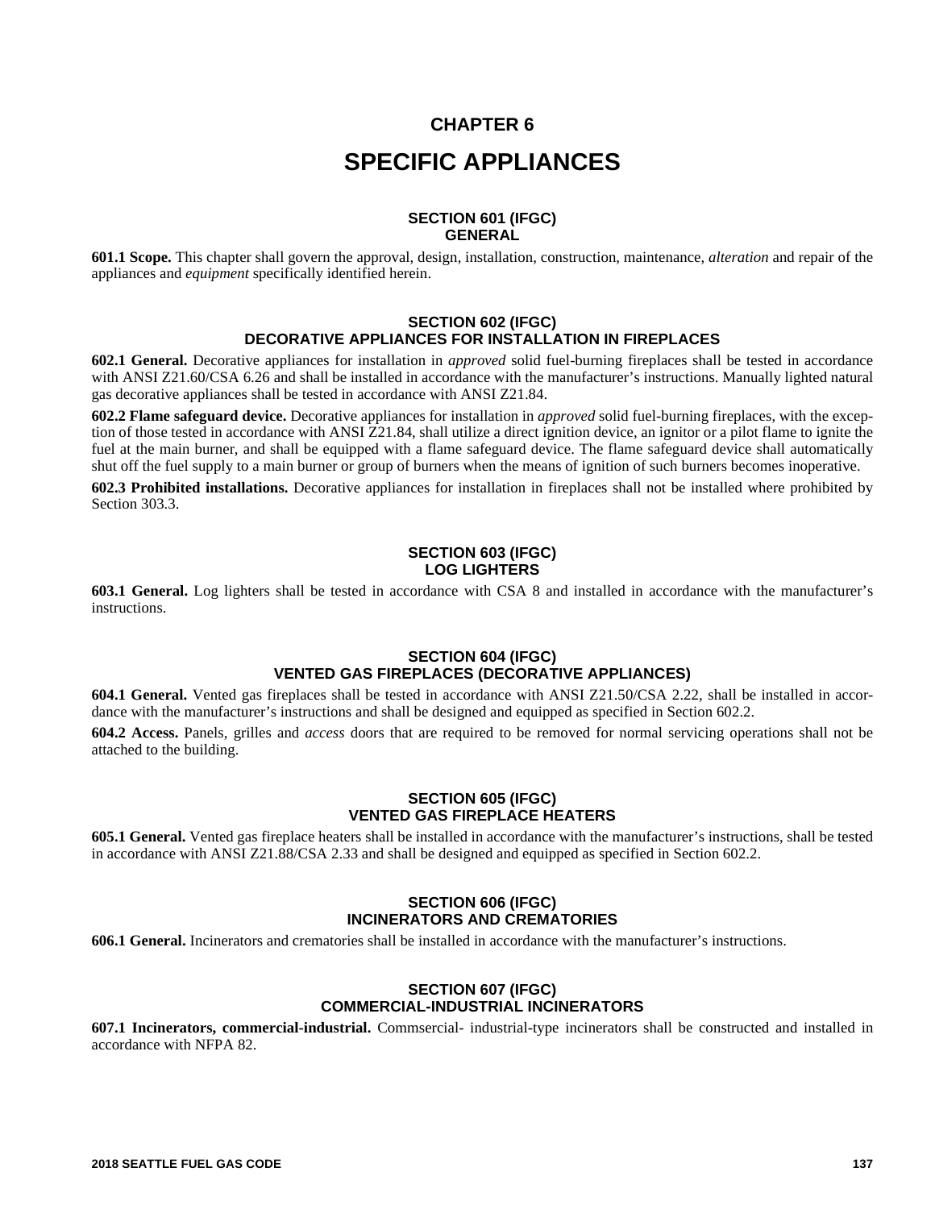# CHAPTER 6

# SPECIFIC APPLIANCES

## SECTION 601 (IFGC) GENERAL

**601.1 Scope.** This chapter shall govern the approval, design, installation, construction, maintenance, *alteration* and repair of the appliances and *equipment* specifically identified herein.

## SECTION 602 (IFGC) DECORATIVE APPLIANCES FOR INSTALLATION IN FIREPLACES

**602.1 General.** Decorative appliances for installation in *approved* solid fuel-burning fireplaces shall be tested in accordance with ANSI Z21.60/CSA 6.26 and shall be installed in accordance with the manufacturer's instructions. Manually lighted natural gas decorative appliances shall be tested in accordance with ANSI Z21.84.

**602.2 Flame safeguard device.** Decorative appliances for installation in *approved* solid fuel-burning fireplaces, with the exception of those tested in accordance with ANSI Z21.84, shall utilize a direct ignition device, an ignitor or a pilot flame to ignite the fuel at the main burner, and shall be equipped with a flame safeguard device. The flame safeguard device shall automatically shut off the fuel supply to a main burner or group of burners when the means of ignition of such burners becomes inoperative.

**602.3 Prohibited installations.** Decorative appliances for installation in fireplaces shall not be installed where prohibited by Section 303.3.

## SECTION 603 (IFGC) LOG LIGHTERS

**603.1 General.** Log lighters shall be tested in accordance with CSA 8 and installed in accordance with the manufacturer's instructions.

## SECTION 604 (IFGC) VENTED GAS FIREPLACES (DECORATIVE APPLIANCES)

**604.1 General.** Vented gas fireplaces shall be tested in accordance with ANSI Z21.50/CSA 2.22, shall be installed in accordance with the manufacturer's instructions and shall be designed and equipped as specified in Section 602.2.

**604.2 Access.** Panels, grilles and *access* doors that are required to be removed for normal servicing operations shall not be attached to the building.

## SECTION 605 (IFGC) VENTED GAS FIREPLACE HEATERS

**605.1 General.** Vented gas fireplace heaters shall be installed in accordance with the manufacturer's instructions, shall be tested in accordance with ANSI Z21.88/CSA 2.33 and shall be designed and equipped as specified in Section 602.2.

## SECTION 606 (IFGC) INCINERATORS AND CREMATORIES

**606.1 General.** Incinerators and crematories shall be installed in accordance with the manufacturer's instructions.

## SECTION 607 (IFGC) COMMERCIAL-INDUSTRIAL INCINERATORS

**607.1 Incinerators, commercial-industrial.** Commsercial- industrial-type incinerators shall be constructed and installed in accordance with NFPA 82.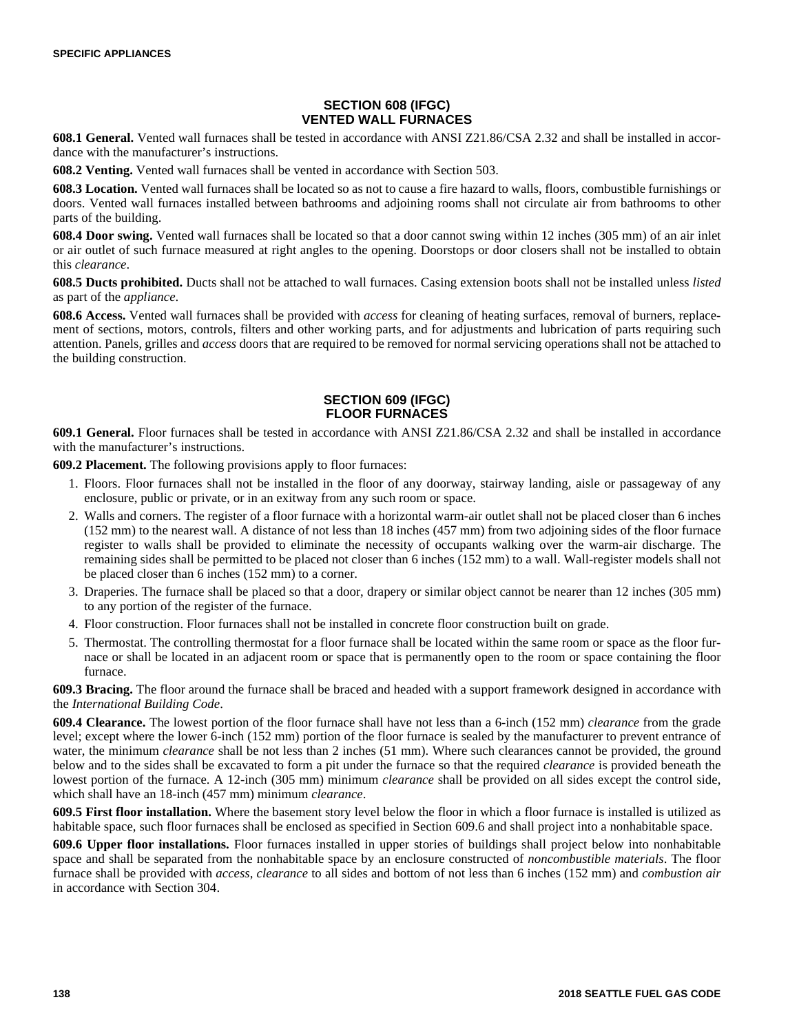## SECTION 608 (IFGC)
## VENTED WALL FURNACES

**608.1 General.** Vented wall furnaces shall be tested in accordance with ANSI Z21.86/CSA 2.32 and shall be installed in accordance with the manufacturer's instructions.

**608.2 Venting.** Vented wall furnaces shall be vented in accordance with Section 503.

**608.3 Location.** Vented wall furnaces shall be located so as not to cause a fire hazard to walls, floors, combustible furnishings or doors. Vented wall furnaces installed between bathrooms and adjoining rooms shall not circulate air from bathrooms to other parts of the building.

**608.4 Door swing.** Vented wall furnaces shall be located so that a door cannot swing within 12 inches (305 mm) of an air inlet or air outlet of such furnace measured at right angles to the opening. Doorstops or door closers shall not be installed to obtain this *clearance*.

**608.5 Ducts prohibited.** Ducts shall not be attached to wall furnaces. Casing extension boots shall not be installed unless *listed* as part of the *appliance*.

**608.6 Access.** Vented wall furnaces shall be provided with *access* for cleaning of heating surfaces, removal of burners, replacement of sections, motors, controls, filters and other working parts, and for adjustments and lubrication of parts requiring such attention. Panels, grilles and *access* doors that are required to be removed for normal servicing operations shall not be attached to the building construction.

## SECTION 609 (IFGC)
## FLOOR FURNACES

**609.1 General.** Floor furnaces shall be tested in accordance with ANSI Z21.86/CSA 2.32 and shall be installed in accordance with the manufacturer's instructions.

**609.2 Placement.** The following provisions apply to floor furnaces:

1. Floors. Floor furnaces shall not be installed in the floor of any doorway, stairway landing, aisle or passageway of any enclosure, public or private, or in an exitway from any such room or space.
2. Walls and corners. The register of a floor furnace with a horizontal warm-air outlet shall not be placed closer than 6 inches (152 mm) to the nearest wall. A distance of not less than 18 inches (457 mm) from two adjoining sides of the floor furnace register to walls shall be provided to eliminate the necessity of occupants walking over the warm-air discharge. The remaining sides shall be permitted to be placed not closer than 6 inches (152 mm) to a wall. Wall-register models shall not be placed closer than 6 inches (152 mm) to a corner.
3. Draperies. The furnace shall be placed so that a door, drapery or similar object cannot be nearer than 12 inches (305 mm) to any portion of the register of the furnace.
4. Floor construction. Floor furnaces shall not be installed in concrete floor construction built on grade.
5. Thermostat. The controlling thermostat for a floor furnace shall be located within the same room or space as the floor furnace or shall be located in an adjacent room or space that is permanently open to the room or space containing the floor furnace.

**609.3 Bracing.** The floor around the furnace shall be braced and headed with a support framework designed in accordance with the *International Building Code*.

**609.4 Clearance.** The lowest portion of the floor furnace shall have not less than a 6-inch (152 mm) *clearance* from the grade level; except where the lower 6-inch (152 mm) portion of the floor furnace is sealed by the manufacturer to prevent entrance of water, the minimum *clearance* shall be not less than 2 inches (51 mm). Where such clearances cannot be provided, the ground below and to the sides shall be excavated to form a pit under the furnace so that the required *clearance* is provided beneath the lowest portion of the furnace. A 12-inch (305 mm) minimum *clearance* shall be provided on all sides except the control side, which shall have an 18-inch (457 mm) minimum *clearance*.

**609.5 First floor installation.** Where the basement story level below the floor in which a floor furnace is installed is utilized as habitable space, such floor furnaces shall be enclosed as specified in Section 609.6 and shall project into a nonhabitable space.

**609.6 Upper floor installations.** Floor furnaces installed in upper stories of buildings shall project below into nonhabitable space and shall be separated from the nonhabitable space by an enclosure constructed of *noncombustible materials*. The floor furnace shall be provided with *access*, *clearance* to all sides and bottom of not less than 6 inches (152 mm) and *combustion air* in accordance with Section 304.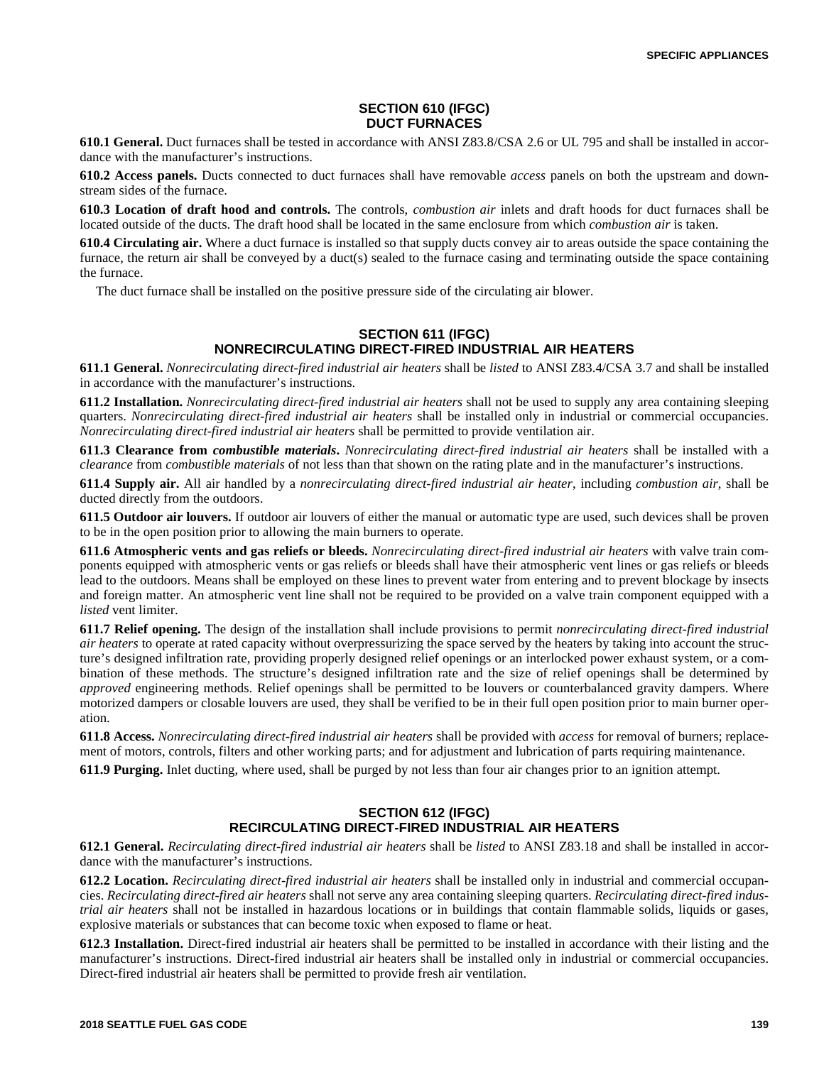## SECTION 610 (IFGC) DUCT FURNACES

**610.1 General.** Duct furnaces shall be tested in accordance with ANSI Z83.8/CSA 2.6 or UL 795 and shall be installed in accordance with the manufacturer's instructions.

**610.2 Access panels.** Ducts connected to duct furnaces shall have removable *access* panels on both the upstream and downstream sides of the furnace.

**610.3 Location of draft hood and controls.** The controls, *combustion air* inlets and draft hoods for duct furnaces shall be located outside of the ducts. The draft hood shall be located in the same enclosure from which *combustion air* is taken.

**610.4 Circulating air.** Where a duct furnace is installed so that supply ducts convey air to areas outside the space containing the furnace, the return air shall be conveyed by a duct(s) sealed to the furnace casing and terminating outside the space containing the furnace.

The duct furnace shall be installed on the positive pressure side of the circulating air blower.

## SECTION 611 (IFGC) NONRECIRCULATING DIRECT-FIRED INDUSTRIAL AIR HEATERS

**611.1 General.** *Nonrecirculating direct-fired industrial air heaters* shall be *listed* to ANSI Z83.4/CSA 3.7 and shall be installed in accordance with the manufacturer's instructions.

**611.2 Installation.** *Nonrecirculating direct-fired industrial air heaters* shall not be used to supply any area containing sleeping quarters. *Nonrecirculating direct-fired industrial air heaters* shall be installed only in industrial or commercial occupancies. *Nonrecirculating direct-fired industrial air heaters* shall be permitted to provide ventilation air.

**611.3 Clearance from *combustible materials*.** *Nonrecirculating direct-fired industrial air heaters* shall be installed with a *clearance* from *combustible materials* of not less than that shown on the rating plate and in the manufacturer's instructions.

**611.4 Supply air.** All air handled by a *nonrecirculating direct-fired industrial air heater*, including *combustion air*, shall be ducted directly from the outdoors.

**611.5 Outdoor air louvers.** If outdoor air louvers of either the manual or automatic type are used, such devices shall be proven to be in the open position prior to allowing the main burners to operate.

**611.6 Atmospheric vents and gas reliefs or bleeds.** *Nonrecirculating direct-fired industrial air heaters* with valve train components equipped with atmospheric vents or gas reliefs or bleeds shall have their atmospheric vent lines or gas reliefs or bleeds lead to the outdoors. Means shall be employed on these lines to prevent water from entering and to prevent blockage by insects and foreign matter. An atmospheric vent line shall not be required to be provided on a valve train component equipped with a *listed* vent limiter.

**611.7 Relief opening.** The design of the installation shall include provisions to permit *nonrecirculating direct-fired industrial air heaters* to operate at rated capacity without overpressurizing the space served by the heaters by taking into account the structure's designed infiltration rate, providing properly designed relief openings or an interlocked power exhaust system, or a combination of these methods. The structure's designed infiltration rate and the size of relief openings shall be determined by *approved* engineering methods. Relief openings shall be permitted to be louvers or counterbalanced gravity dampers. Where motorized dampers or closable louvers are used, they shall be verified to be in their full open position prior to main burner operation.

**611.8 Access.** *Nonrecirculating direct-fired industrial air heaters* shall be provided with *access* for removal of burners; replacement of motors, controls, filters and other working parts; and for adjustment and lubrication of parts requiring maintenance.

**611.9 Purging.** Inlet ducting, where used, shall be purged by not less than four air changes prior to an ignition attempt.

## SECTION 612 (IFGC) RECIRCULATING DIRECT-FIRED INDUSTRIAL AIR HEATERS

**612.1 General.** *Recirculating direct-fired industrial air heaters* shall be *listed* to ANSI Z83.18 and shall be installed in accordance with the manufacturer's instructions.

**612.2 Location.** *Recirculating direct-fired industrial air heaters* shall be installed only in industrial and commercial occupancies. *Recirculating direct-fired air heaters* shall not serve any area containing sleeping quarters. *Recirculating direct-fired industrial air heaters* shall not be installed in hazardous locations or in buildings that contain flammable solids, liquids or gases, explosive materials or substances that can become toxic when exposed to flame or heat.

**612.3 Installation.** Direct-fired industrial air heaters shall be permitted to be installed in accordance with their listing and the manufacturer's instructions. Direct-fired industrial air heaters shall be installed only in industrial or commercial occupancies. Direct-fired industrial air heaters shall be permitted to provide fresh air ventilation.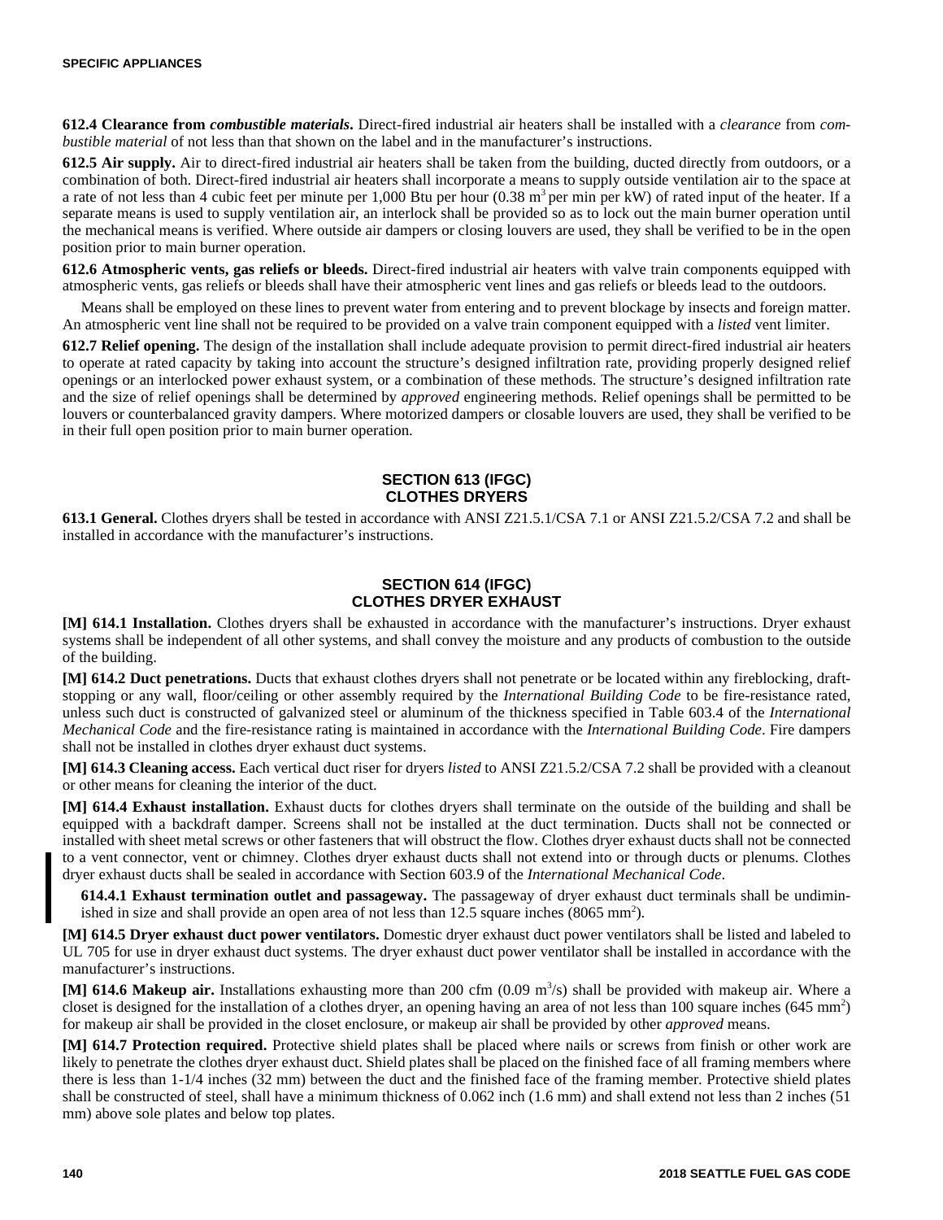**612.4 Clearance from *combustible materials*.** Direct-fired industrial air heaters shall be installed with a *clearance* from *combustible material* of not less than that shown on the label and in the manufacturer's instructions.

**612.5 Air supply.** Air to direct-fired industrial air heaters shall be taken from the building, ducted directly from outdoors, or a combination of both. Direct-fired industrial air heaters shall incorporate a means to supply outside ventilation air to the space at a rate of not less than 4 cubic feet per minute per 1,000 Btu per hour (0.38 $m^3$ per min per kW) of rated input of the heater. If a separate means is used to supply ventilation air, an interlock shall be provided so as to lock out the main burner operation until the mechanical means is verified. Where outside air dampers or closing louvers are used, they shall be verified to be in the open position prior to main burner operation.

**612.6 Atmospheric vents, gas reliefs or bleeds.** Direct-fired industrial air heaters with valve train components equipped with atmospheric vents, gas reliefs or bleeds shall have their atmospheric vent lines and gas reliefs or bleeds lead to the outdoors.

Means shall be employed on these lines to prevent water from entering and to prevent blockage by insects and foreign matter. An atmospheric vent line shall not be required to be provided on a valve train component equipped with a *listed* vent limiter.

**612.7 Relief opening.** The design of the installation shall include adequate provision to permit direct-fired industrial air heaters to operate at rated capacity by taking into account the structure's designed infiltration rate, providing properly designed relief openings or an interlocked power exhaust system, or a combination of these methods. The structure's designed infiltration rate and the size of relief openings shall be determined by *approved* engineering methods. Relief openings shall be permitted to be louvers or counterbalanced gravity dampers. Where motorized dampers or closable louvers are used, they shall be verified to be in their full open position prior to main burner operation.

## SECTION 613 (IFGC) CLOTHES DRYERS

**613.1 General.** Clothes dryers shall be tested in accordance with ANSI Z21.5.1/CSA 7.1 or ANSI Z21.5.2/CSA 7.2 and shall be installed in accordance with the manufacturer's instructions.

## SECTION 614 (IFGC) CLOTHES DRYER EXHAUST

**[M] 614.1 Installation.** Clothes dryers shall be exhausted in accordance with the manufacturer's instructions. Dryer exhaust systems shall be independent of all other systems, and shall convey the moisture and any products of combustion to the outside of the building.

**[M] 614.2 Duct penetrations.** Ducts that exhaust clothes dryers shall not penetrate or be located within any fireblocking, draftstopping or any wall, floor/ceiling or other assembly required by the *International Building Code* to be fire-resistance rated, unless such duct is constructed of galvanized steel or aluminum of the thickness specified in Table 603.4 of the *International Mechanical Code* and the fire-resistance rating is maintained in accordance with the *International Building Code*. Fire dampers shall not be installed in clothes dryer exhaust duct systems.

**[M] 614.3 Cleaning access.** Each vertical duct riser for dryers *listed* to ANSI Z21.5.2/CSA 7.2 shall be provided with a cleanout or other means for cleaning the interior of the duct.

**[M] 614.4 Exhaust installation.** Exhaust ducts for clothes dryers shall terminate on the outside of the building and shall be equipped with a backdraft damper. Screens shall not be installed at the duct termination. Ducts shall not be connected or installed with sheet metal screws or other fasteners that will obstruct the flow. Clothes dryer exhaust ducts shall not be connected to a vent connector, vent or chimney. Clothes dryer exhaust ducts shall not extend into or through ducts or plenums. Clothes dryer exhaust ducts shall be sealed in accordance with Section 603.9 of the *International Mechanical Code*.

**614.4.1 Exhaust termination outlet and passageway.** The passageway of dryer exhaust duct terminals shall be undiminished in size and shall provide an open area of not less than 12.5 square inches (8065 $mm^2$).

**[M] 614.5 Dryer exhaust duct power ventilators.** Domestic dryer exhaust duct power ventilators shall be listed and labeled to UL 705 for use in dryer exhaust duct systems. The dryer exhaust duct power ventilator shall be installed in accordance with the manufacturer's instructions.

**[M] 614.6 Makeup air.** Installations exhausting more than 200 cfm (0.09 $m^3/s$) shall be provided with makeup air. Where a closet is designed for the installation of a clothes dryer, an opening having an area of not less than 100 square inches (645 $mm^2$) for makeup air shall be provided in the closet enclosure, or makeup air shall be provided by other *approved* means.

**[M] 614.7 Protection required.** Protective shield plates shall be placed where nails or screws from finish or other work are likely to penetrate the clothes dryer exhaust duct. Shield plates shall be placed on the finished face of all framing members where there is less than 1-1/4 inches (32 mm) between the duct and the finished face of the framing member. Protective shield plates shall be constructed of steel, shall have a minimum thickness of 0.062 inch (1.6 mm) and shall extend not less than 2 inches (51 mm) above sole plates and below top plates.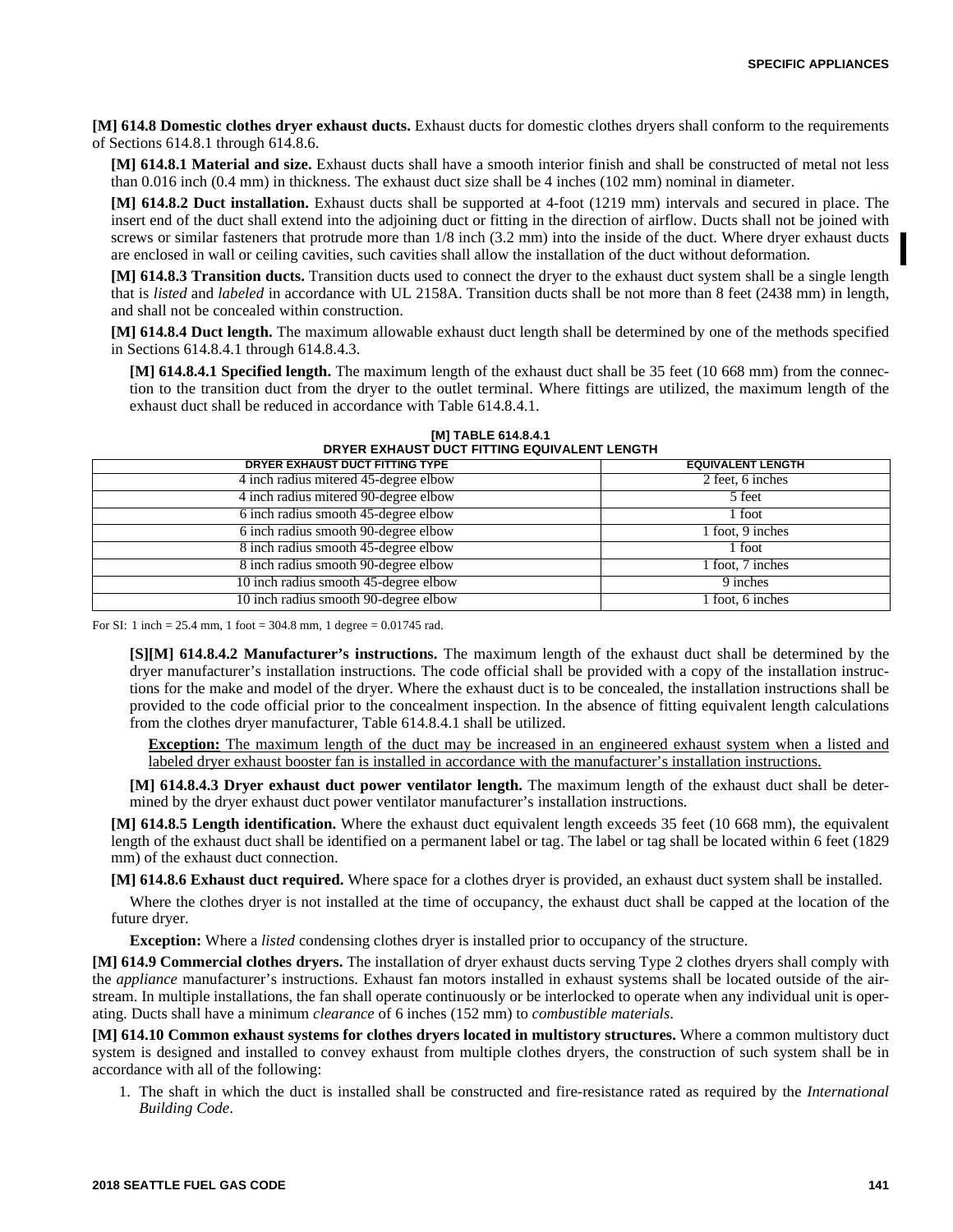**[M] 614.8 Domestic clothes dryer exhaust ducts.** Exhaust ducts for domestic clothes dryers shall conform to the requirements of Sections 614.8.1 through 614.8.6.

**[M] 614.8.1 Material and size.** Exhaust ducts shall have a smooth interior finish and shall be constructed of metal not less than 0.016 inch (0.4 mm) in thickness. The exhaust duct size shall be 4 inches (102 mm) nominal in diameter.

**[M] 614.8.2 Duct installation.** Exhaust ducts shall be supported at 4-foot (1219 mm) intervals and secured in place. The insert end of the duct shall extend into the adjoining duct or fitting in the direction of airflow. Ducts shall not be joined with screws or similar fasteners that protrude more than 1/8 inch (3.2 mm) into the inside of the duct. Where dryer exhaust ducts are enclosed in wall or ceiling cavities, such cavities shall allow the installation of the duct without deformation.

**[M] 614.8.3 Transition ducts.** Transition ducts used to connect the dryer to the exhaust duct system shall be a single length that is *listed* and *labeled* in accordance with UL 2158A. Transition ducts shall be not more than 8 feet (2438 mm) in length, and shall not be concealed within construction.

**[M] 614.8.4 Duct length.** The maximum allowable exhaust duct length shall be determined by one of the methods specified in Sections 614.8.4.1 through 614.8.4.3.

**[M] 614.8.4.1 Specified length.** The maximum length of the exhaust duct shall be 35 feet (10 668 mm) from the connection to the transition duct from the dryer to the outlet terminal. Where fittings are utilized, the maximum length of the exhaust duct shall be reduced in accordance with Table 614.8.4.1.

**[M] TABLE 614.8.4.1**
**DRYER EXHAUST DUCT FITTING EQUIVALENT LENGTH**

| DRYER EXHAUST DUCT FITTING TYPE | EQUIVALENT LENGTH |
|---|---|
| 4 inch radius mitered 45-degree elbow | 2 feet, 6 inches |
| 4 inch radius mitered 90-degree elbow | 5 feet |
| 6 inch radius smooth 45-degree elbow | 1 foot |
| 6 inch radius smooth 90-degree elbow | 1 foot, 9 inches |
| 8 inch radius smooth 45-degree elbow | 1 foot |
| 8 inch radius smooth 90-degree elbow | 1 foot, 7 inches |
| 10 inch radius smooth 45-degree elbow | 9 inches |
| 10 inch radius smooth 90-degree elbow | 1 foot, 6 inches |

For SI: 1 inch = 25.4 mm, 1 foot = 304.8 mm, 1 degree = 0.01745 rad.

**[S][M] 614.8.4.2 Manufacturer's instructions.** The maximum length of the exhaust duct shall be determined by the dryer manufacturer's installation instructions. The code official shall be provided with a copy of the installation instructions for the make and model of the dryer. Where the exhaust duct is to be concealed, the installation instructions shall be provided to the code official prior to the concealment inspection. In the absence of fitting equivalent length calculations from the clothes dryer manufacturer, Table 614.8.4.1 shall be utilized.

**Exception:** The maximum length of the duct may be increased in an engineered exhaust system when a listed and labeled dryer exhaust booster fan is installed in accordance with the manufacturer's installation instructions.

**[M] 614.8.4.3 Dryer exhaust duct power ventilator length.** The maximum length of the exhaust duct shall be determined by the dryer exhaust duct power ventilator manufacturer's installation instructions.

**[M] 614.8.5 Length identification.** Where the exhaust duct equivalent length exceeds 35 feet (10 668 mm), the equivalent length of the exhaust duct shall be identified on a permanent label or tag. The label or tag shall be located within 6 feet (1829 mm) of the exhaust duct connection.

**[M] 614.8.6 Exhaust duct required.** Where space for a clothes dryer is provided, an exhaust duct system shall be installed.

Where the clothes dryer is not installed at the time of occupancy, the exhaust duct shall be capped at the location of the future dryer.

**Exception:** Where a *listed* condensing clothes dryer is installed prior to occupancy of the structure.

**[M] 614.9 Commercial clothes dryers.** The installation of dryer exhaust ducts serving Type 2 clothes dryers shall comply with the *appliance* manufacturer's instructions. Exhaust fan motors installed in exhaust systems shall be located outside of the airstream. In multiple installations, the fan shall operate continuously or be interlocked to operate when any individual unit is operating. Ducts shall have a minimum *clearance* of 6 inches (152 mm) to *combustible materials*.

**[M] 614.10 Common exhaust systems for clothes dryers located in multistory structures.** Where a common multistory duct system is designed and installed to convey exhaust from multiple clothes dryers, the construction of such system shall be in accordance with all of the following:

1. The shaft in which the duct is installed shall be constructed and fire-resistance rated as required by the *International Building Code*.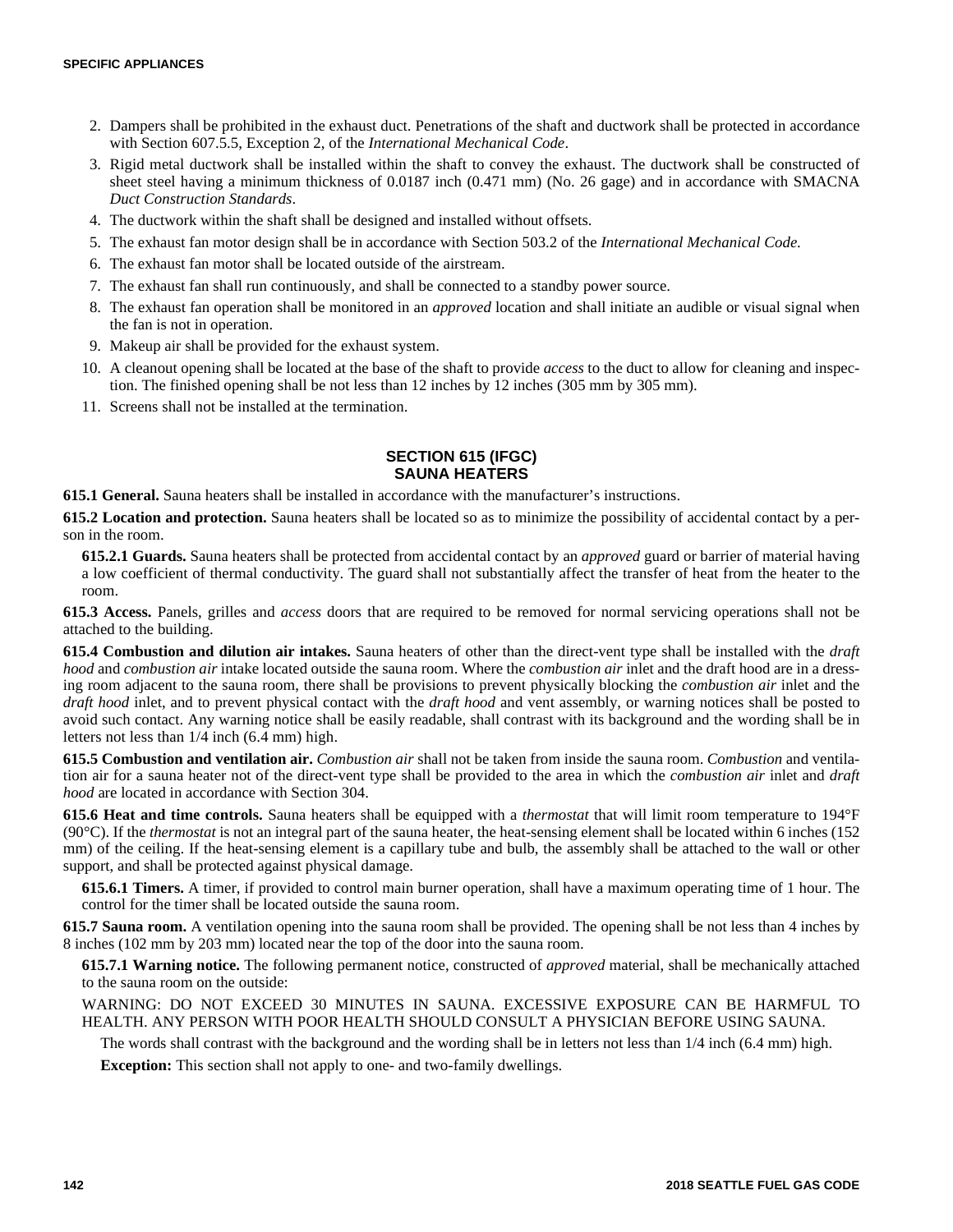2. Dampers shall be prohibited in the exhaust duct. Penetrations of the shaft and ductwork shall be protected in accordance with Section 607.5.5, Exception 2, of the *International Mechanical Code*.
3. Rigid metal ductwork shall be installed within the shaft to convey the exhaust. The ductwork shall be constructed of sheet steel having a minimum thickness of 0.0187 inch (0.471 mm) (No. 26 gage) and in accordance with SMACNA *Duct Construction Standards*.
4. The ductwork within the shaft shall be designed and installed without offsets.
5. The exhaust fan motor design shall be in accordance with Section 503.2 of the *International Mechanical Code.*
6. The exhaust fan motor shall be located outside of the airstream.
7. The exhaust fan shall run continuously, and shall be connected to a standby power source.
8. The exhaust fan operation shall be monitored in an *approved* location and shall initiate an audible or visual signal when the fan is not in operation.
9. Makeup air shall be provided for the exhaust system.
10. A cleanout opening shall be located at the base of the shaft to provide *access* to the duct to allow for cleaning and inspection. The finished opening shall be not less than 12 inches by 12 inches (305 mm by 305 mm).
11. Screens shall not be installed at the termination.

## SECTION 615 (IFGC) SAUNA HEATERS

**615.1 General.** Sauna heaters shall be installed in accordance with the manufacturer's instructions.

**615.2 Location and protection.** Sauna heaters shall be located so as to minimize the possibility of accidental contact by a person in the room.

**615.2.1 Guards.** Sauna heaters shall be protected from accidental contact by an *approved* guard or barrier of material having a low coefficient of thermal conductivity. The guard shall not substantially affect the transfer of heat from the heater to the room.

**615.3 Access.** Panels, grilles and *access* doors that are required to be removed for normal servicing operations shall not be attached to the building.

**615.4 Combustion and dilution air intakes.** Sauna heaters of other than the direct-vent type shall be installed with the *draft hood* and *combustion air* intake located outside the sauna room. Where the *combustion air* inlet and the draft hood are in a dressing room adjacent to the sauna room, there shall be provisions to prevent physically blocking the *combustion air* inlet and the *draft hood* inlet, and to prevent physical contact with the *draft hood* and vent assembly, or warning notices shall be posted to avoid such contact. Any warning notice shall be easily readable, shall contrast with its background and the wording shall be in letters not less than 1/4 inch (6.4 mm) high.

**615.5 Combustion and ventilation air.** *Combustion air* shall not be taken from inside the sauna room. *Combustion* and ventilation air for a sauna heater not of the direct-vent type shall be provided to the area in which the *combustion air* inlet and *draft hood* are located in accordance with Section 304.

**615.6 Heat and time controls.** Sauna heaters shall be equipped with a *thermostat* that will limit room temperature to 194°F (90°C). If the *thermostat* is not an integral part of the sauna heater, the heat-sensing element shall be located within 6 inches (152 mm) of the ceiling. If the heat-sensing element is a capillary tube and bulb, the assembly shall be attached to the wall or other support, and shall be protected against physical damage.

**615.6.1 Timers.** A timer, if provided to control main burner operation, shall have a maximum operating time of 1 hour. The control for the timer shall be located outside the sauna room.

**615.7 Sauna room.** A ventilation opening into the sauna room shall be provided. The opening shall be not less than 4 inches by 8 inches (102 mm by 203 mm) located near the top of the door into the sauna room.

**615.7.1 Warning notice.** The following permanent notice, constructed of *approved* material, shall be mechanically attached to the sauna room on the outside:

WARNING: DO NOT EXCEED 30 MINUTES IN SAUNA. EXCESSIVE EXPOSURE CAN BE HARMFUL TO HEALTH. ANY PERSON WITH POOR HEALTH SHOULD CONSULT A PHYSICIAN BEFORE USING SAUNA.

The words shall contrast with the background and the wording shall be in letters not less than 1/4 inch (6.4 mm) high.

**Exception:** This section shall not apply to one- and two-family dwellings.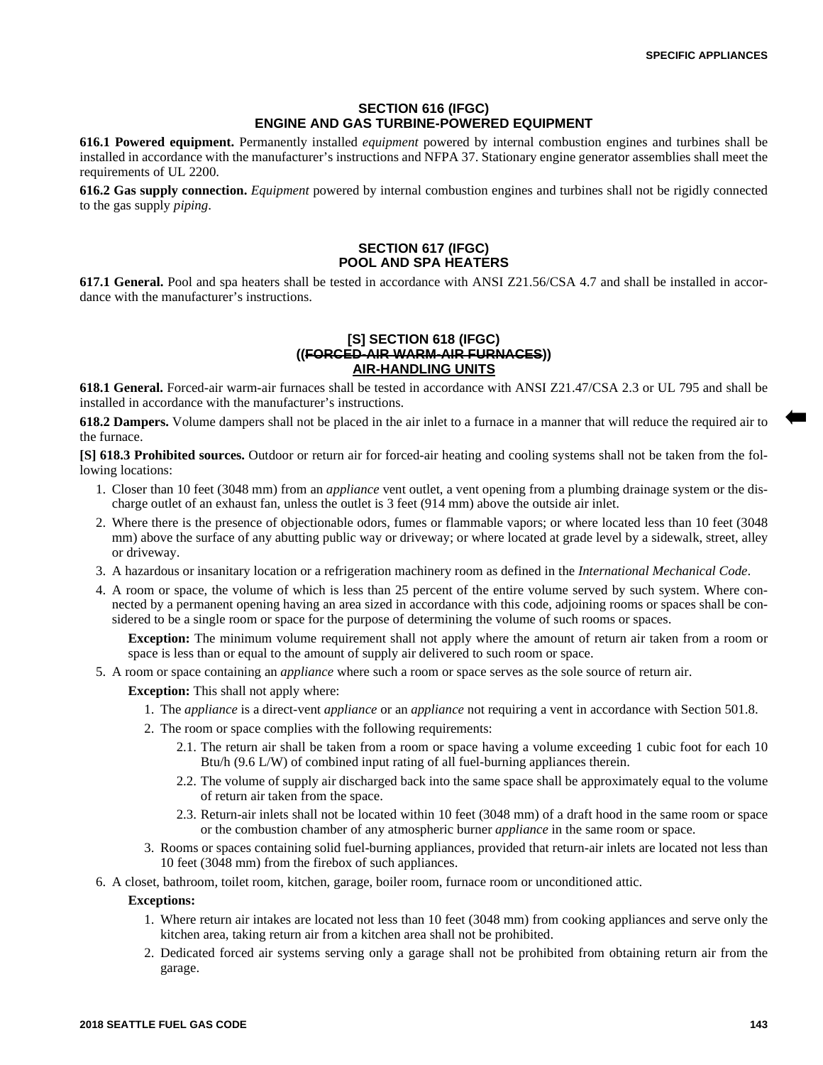## SECTION 616 (IFGC)
## ENGINE AND GAS TURBINE-POWERED EQUIPMENT

**616.1 Powered equipment.** Permanently installed *equipment* powered by internal combustion engines and turbines shall be installed in accordance with the manufacturer's instructions and NFPA 37. Stationary engine generator assemblies shall meet the requirements of UL 2200.

**616.2 Gas supply connection.** *Equipment* powered by internal combustion engines and turbines shall not be rigidly connected to the gas supply *piping*.

## SECTION 617 (IFGC)
## POOL AND SPA HEATERS

**617.1 General.** Pool and spa heaters shall be tested in accordance with ANSI Z21.56/CSA 4.7 and shall be installed in accordance with the manufacturer's instructions.

## [S] SECTION 618 (IFGC)
## ((~~FORCED-AIR WARM-AIR FURNACES~~))
## <u>AIR-HANDLING UNITS</u>

**618.1 General.** Forced-air warm-air furnaces shall be tested in accordance with ANSI Z21.47/CSA 2.3 or UL 795 and shall be installed in accordance with the manufacturer's instructions.

**618.2 Dampers.** Volume dampers shall not be placed in the air inlet to a furnace in a manner that will reduce the required air to the furnace.

**[S] 618.3 Prohibited sources.** Outdoor or return air for forced-air heating and cooling systems shall not be taken from the following locations:

1. Closer than 10 feet (3048 mm) from an *appliance* vent outlet, a vent opening from a plumbing drainage system or the discharge outlet of an exhaust fan, unless the outlet is 3 feet (914 mm) above the outside air inlet.
2. Where there is the presence of objectionable odors, fumes or flammable vapors; or where located less than 10 feet (3048 mm) above the surface of any abutting public way or driveway; or where located at grade level by a sidewalk, street, alley or driveway.
3. A hazardous or insanitary location or a refrigeration machinery room as defined in the *International Mechanical Code*.
4. A room or space, the volume of which is less than 25 percent of the entire volume served by such system. Where connected by a permanent opening having an area sized in accordance with this code, adjoining rooms or spaces shall be considered to be a single room or space for the purpose of determining the volume of such rooms or spaces.

   **Exception:** The minimum volume requirement shall not apply where the amount of return air taken from a room or space is less than or equal to the amount of supply air delivered to such room or space.

5. A room or space containing an *appliance* where such a room or space serves as the sole source of return air.

   **Exception:** This shall not apply where:

   1. The *appliance* is a direct-vent *appliance* or an *appliance* not requiring a vent in accordance with Section 501.8.
   2. The room or space complies with the following requirements:

      2.1. The return air shall be taken from a room or space having a volume exceeding 1 cubic foot for each 10 Btu/h (9.6 L/W) of combined input rating of all fuel-burning appliances therein.

      2.2. The volume of supply air discharged back into the same space shall be approximately equal to the volume of return air taken from the space.

      2.3. Return-air inlets shall not be located within 10 feet (3048 mm) of a draft hood in the same room or space or the combustion chamber of any atmospheric burner *appliance* in the same room or space.

   3. Rooms or spaces containing solid fuel-burning appliances, provided that return-air inlets are located not less than 10 feet (3048 mm) from the firebox of such appliances.

6. A closet, bathroom, toilet room, kitchen, garage, boiler room, furnace room or unconditioned attic.

   **Exceptions:**

   1. Where return air intakes are located not less than 10 feet (3048 mm) from cooking appliances and serve only the kitchen area, taking return air from a kitchen area shall not be prohibited.
   2. Dedicated forced air systems serving only a garage shall not be prohibited from obtaining return air from the garage.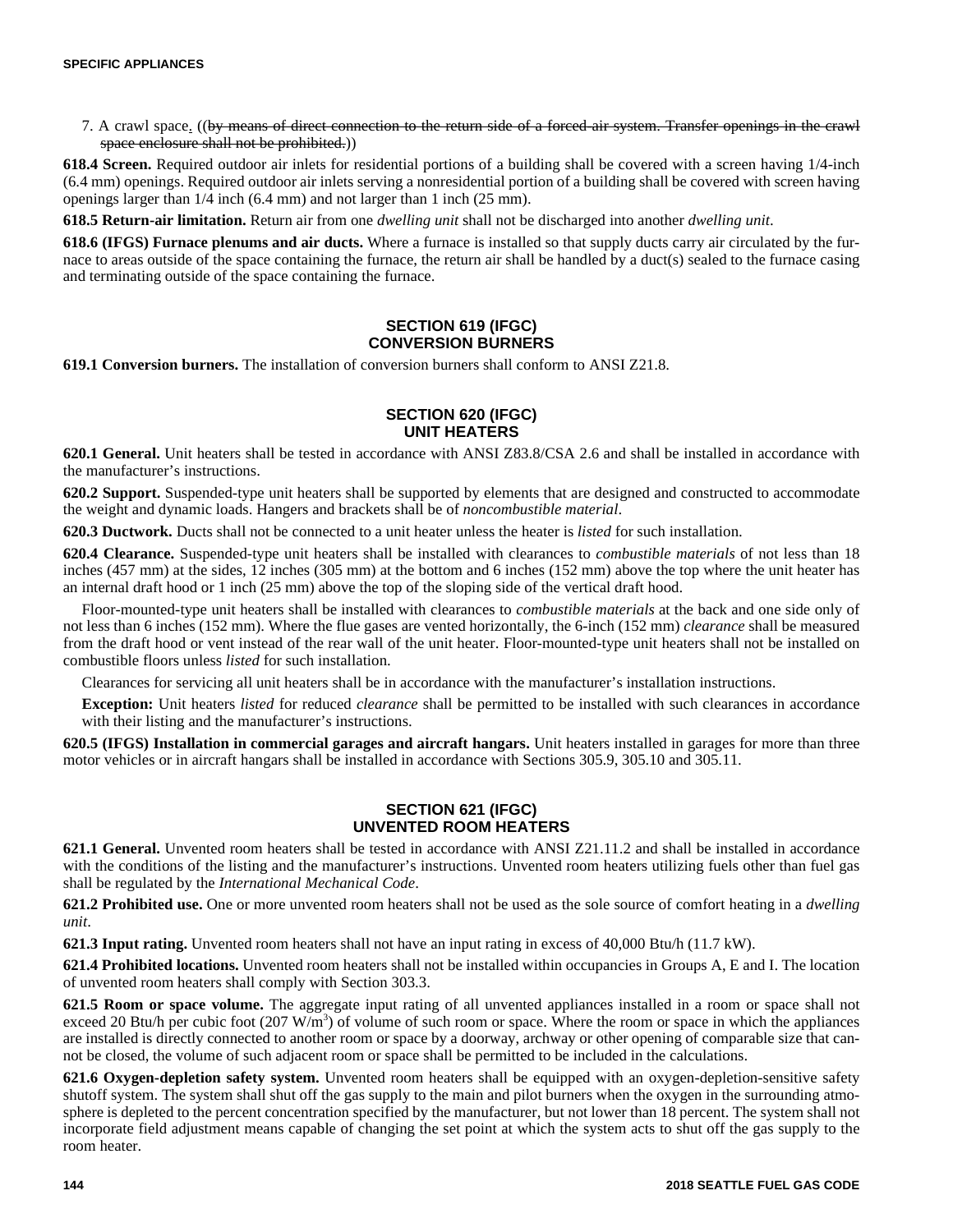7. A crawl space. ((~~by means of direct connection to the return side of a forced-air system. Transfer openings in the crawl space enclosure shall not be prohibited.~~))

**618.4 Screen.** Required outdoor air inlets for residential portions of a building shall be covered with a screen having 1/4-inch (6.4 mm) openings. Required outdoor air inlets serving a nonresidential portion of a building shall be covered with screen having openings larger than 1/4 inch (6.4 mm) and not larger than 1 inch (25 mm).

**618.5 Return-air limitation.** Return air from one *dwelling unit* shall not be discharged into another *dwelling unit*.

**618.6 (IFGS) Furnace plenums and air ducts.** Where a furnace is installed so that supply ducts carry air circulated by the furnace to areas outside of the space containing the furnace, the return air shall be handled by a duct(s) sealed to the furnace casing and terminating outside of the space containing the furnace.

## SECTION 619 (IFGC) CONVERSION BURNERS

**619.1 Conversion burners.** The installation of conversion burners shall conform to ANSI Z21.8.

## SECTION 620 (IFGC) UNIT HEATERS

**620.1 General.** Unit heaters shall be tested in accordance with ANSI Z83.8/CSA 2.6 and shall be installed in accordance with the manufacturer's instructions.

**620.2 Support.** Suspended-type unit heaters shall be supported by elements that are designed and constructed to accommodate the weight and dynamic loads. Hangers and brackets shall be of *noncombustible material*.

**620.3 Ductwork.** Ducts shall not be connected to a unit heater unless the heater is *listed* for such installation.

**620.4 Clearance.** Suspended-type unit heaters shall be installed with clearances to *combustible materials* of not less than 18 inches (457 mm) at the sides, 12 inches (305 mm) at the bottom and 6 inches (152 mm) above the top where the unit heater has an internal draft hood or 1 inch (25 mm) above the top of the sloping side of the vertical draft hood.

Floor-mounted-type unit heaters shall be installed with clearances to *combustible materials* at the back and one side only of not less than 6 inches (152 mm). Where the flue gases are vented horizontally, the 6-inch (152 mm) *clearance* shall be measured from the draft hood or vent instead of the rear wall of the unit heater. Floor-mounted-type unit heaters shall not be installed on combustible floors unless *listed* for such installation.

Clearances for servicing all unit heaters shall be in accordance with the manufacturer's installation instructions.

**Exception:** Unit heaters *listed* for reduced *clearance* shall be permitted to be installed with such clearances in accordance with their listing and the manufacturer's instructions.

**620.5 (IFGS) Installation in commercial garages and aircraft hangars.** Unit heaters installed in garages for more than three motor vehicles or in aircraft hangars shall be installed in accordance with Sections 305.9, 305.10 and 305.11.

## SECTION 621 (IFGC) UNVENTED ROOM HEATERS

**621.1 General.** Unvented room heaters shall be tested in accordance with ANSI Z21.11.2 and shall be installed in accordance with the conditions of the listing and the manufacturer's instructions. Unvented room heaters utilizing fuels other than fuel gas shall be regulated by the *International Mechanical Code*.

**621.2 Prohibited use.** One or more unvented room heaters shall not be used as the sole source of comfort heating in a *dwelling unit*.

**621.3 Input rating.** Unvented room heaters shall not have an input rating in excess of 40,000 Btu/h (11.7 kW).

**621.4 Prohibited locations.** Unvented room heaters shall not be installed within occupancies in Groups A, E and I. The location of unvented room heaters shall comply with Section 303.3.

**621.5 Room or space volume.** The aggregate input rating of all unvented appliances installed in a room or space shall not exceed 20 Btu/h per cubic foot (207 W/$m^3$) of volume of such room or space. Where the room or space in which the appliances are installed is directly connected to another room or space by a doorway, archway or other opening of comparable size that cannot be closed, the volume of such adjacent room or space shall be permitted to be included in the calculations.

**621.6 Oxygen-depletion safety system.** Unvented room heaters shall be equipped with an oxygen-depletion-sensitive safety shutoff system. The system shall shut off the gas supply to the main and pilot burners when the oxygen in the surrounding atmosphere is depleted to the percent concentration specified by the manufacturer, but not lower than 18 percent. The system shall not incorporate field adjustment means capable of changing the set point at which the system acts to shut off the gas supply to the room heater.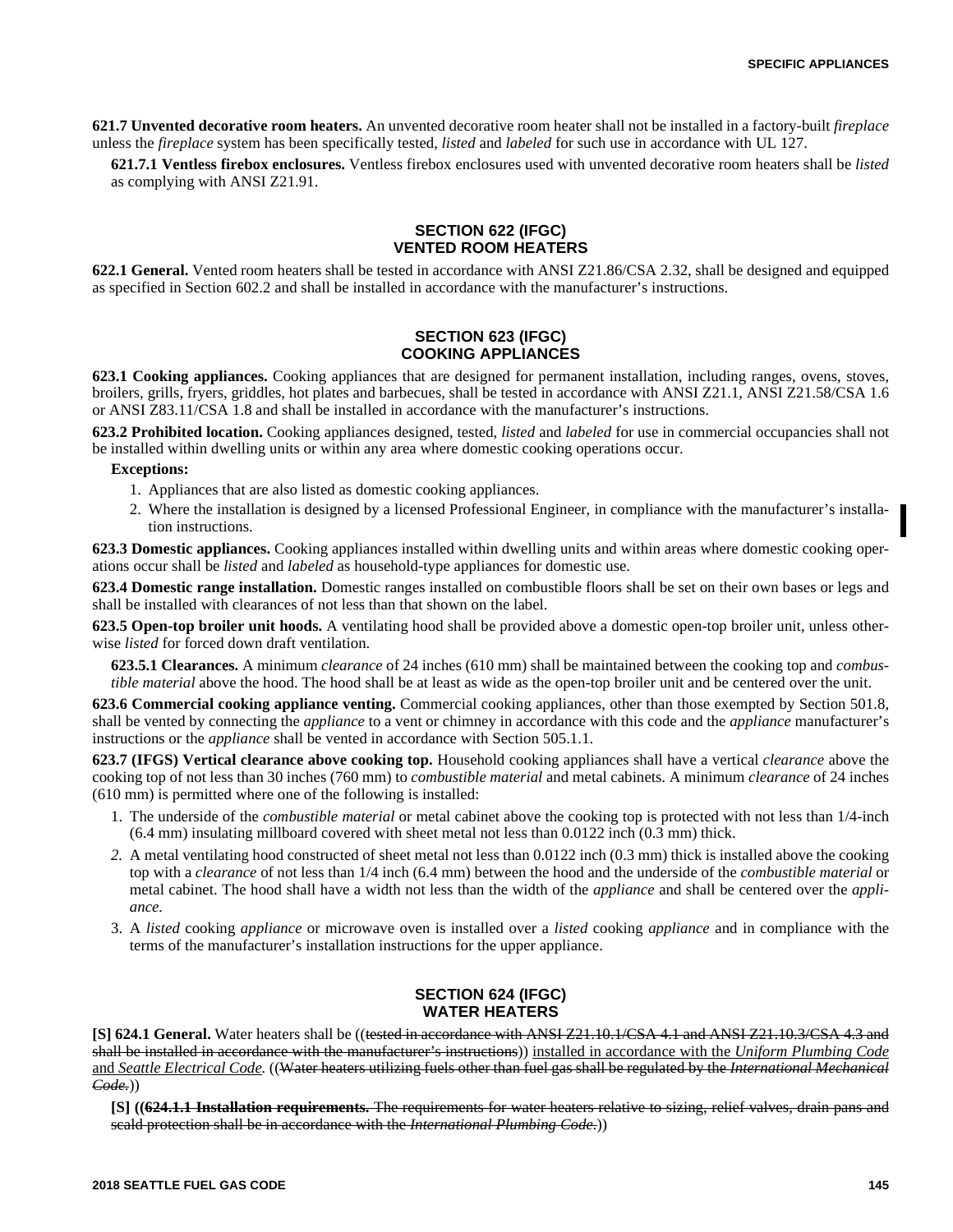**621.7 Unvented decorative room heaters.** An unvented decorative room heater shall not be installed in a factory-built *fireplace* unless the *fireplace* system has been specifically tested, *listed* and *labeled* for such use in accordance with UL 127.

**621.7.1 Ventless firebox enclosures.** Ventless firebox enclosures used with unvented decorative room heaters shall be *listed* as complying with ANSI Z21.91.

## SECTION 622 (IFGC) VENTED ROOM HEATERS

**622.1 General.** Vented room heaters shall be tested in accordance with ANSI Z21.86/CSA 2.32, shall be designed and equipped as specified in Section 602.2 and shall be installed in accordance with the manufacturer's instructions.

## SECTION 623 (IFGC) COOKING APPLIANCES

**623.1 Cooking appliances.** Cooking appliances that are designed for permanent installation, including ranges, ovens, stoves, broilers, grills, fryers, griddles, hot plates and barbecues, shall be tested in accordance with ANSI Z21.1, ANSI Z21.58/CSA 1.6 or ANSI Z83.11/CSA 1.8 and shall be installed in accordance with the manufacturer's instructions.

**623.2 Prohibited location.** Cooking appliances designed, tested, *listed* and *labeled* for use in commercial occupancies shall not be installed within dwelling units or within any area where domestic cooking operations occur.

**Exceptions:**

1. Appliances that are also listed as domestic cooking appliances.
2. Where the installation is designed by a licensed Professional Engineer, in compliance with the manufacturer's installation instructions.

**623.3 Domestic appliances.** Cooking appliances installed within dwelling units and within areas where domestic cooking operations occur shall be *listed* and *labeled* as household-type appliances for domestic use.

**623.4 Domestic range installation.** Domestic ranges installed on combustible floors shall be set on their own bases or legs and shall be installed with clearances of not less than that shown on the label.

**623.5 Open-top broiler unit hoods.** A ventilating hood shall be provided above a domestic open-top broiler unit, unless otherwise *listed* for forced down draft ventilation.

**623.5.1 Clearances.** A minimum *clearance* of 24 inches (610 mm) shall be maintained between the cooking top and *combustible material* above the hood. The hood shall be at least as wide as the open-top broiler unit and be centered over the unit.

**623.6 Commercial cooking appliance venting.** Commercial cooking appliances, other than those exempted by Section 501.8, shall be vented by connecting the *appliance* to a vent or chimney in accordance with this code and the *appliance* manufacturer's instructions or the *appliance* shall be vented in accordance with Section 505.1.1.

**623.7 (IFGS) Vertical clearance above cooking top.** Household cooking appliances shall have a vertical *clearance* above the cooking top of not less than 30 inches (760 mm) to *combustible material* and metal cabinets. A minimum *clearance* of 24 inches (610 mm) is permitted where one of the following is installed:

1. The underside of the *combustible material* or metal cabinet above the cooking top is protected with not less than 1/4-inch (6.4 mm) insulating millboard covered with sheet metal not less than 0.0122 inch (0.3 mm) thick.
2. A metal ventilating hood constructed of sheet metal not less than 0.0122 inch (0.3 mm) thick is installed above the cooking top with a *clearance* of not less than 1/4 inch (6.4 mm) between the hood and the underside of the *combustible material* or metal cabinet. The hood shall have a width not less than the width of the *appliance* and shall be centered over the *appliance.*
3. A *listed* cooking *appliance* or microwave oven is installed over a *listed* cooking *appliance* and in compliance with the terms of the manufacturer's installation instructions for the upper appliance.

## SECTION 624 (IFGC) WATER HEATERS

**[S] 624.1 General.** Water heaters shall be ((~~tested in accordance with ANSI Z21.10.1/CSA 4.1 and ANSI Z21.10.3/CSA 4.3 and shall be installed in accordance with the manufacturer's instructions~~)) <u>installed in accordance with the *Uniform Plumbing Code* and *Seattle Electrical Code.*</u> ((~~Water heaters utilizing fuels other than fuel gas shall be regulated by the *International Mechanical Code.*~~))

**[S]** ((~~**624.1.1 Installation requirements.** The requirements for water heaters relative to sizing, relief valves, drain pans and scald protection shall be in accordance with the *International Plumbing Code.*~~))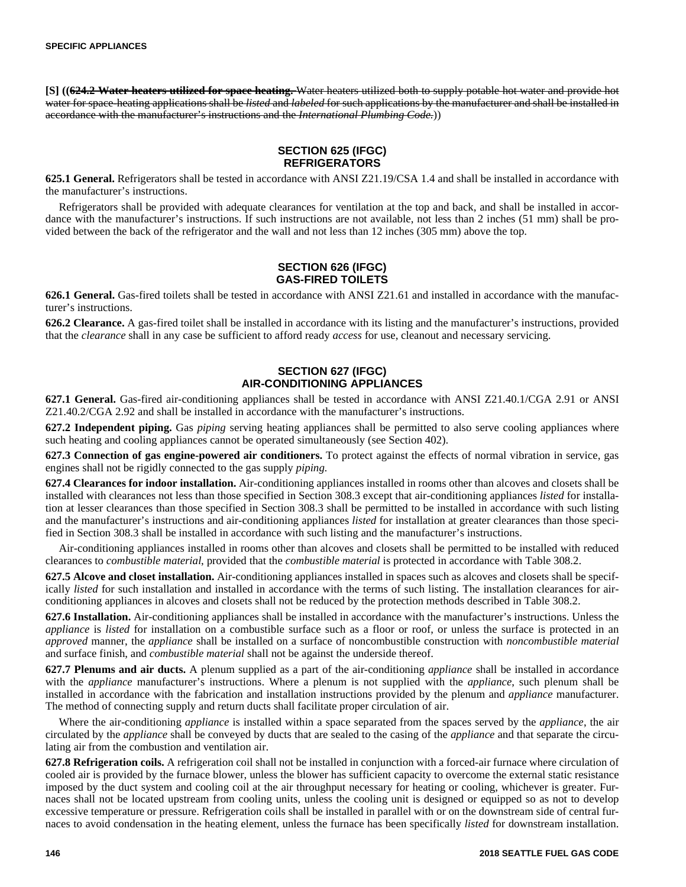**[S] ((~~624.2 Water heaters utilized for space heating.~~ ~~Water heaters utilized both to supply potable hot water and provide hot water for space-heating applications shall be *listed* and *labeled* for such applications by the manufacturer and shall be installed in accordance with the manufacturer's instructions and the *International Plumbing Code*.~~))**

## SECTION 625 (IFGC) REFRIGERATORS

**625.1 General.** Refrigerators shall be tested in accordance with ANSI Z21.19/CSA 1.4 and shall be installed in accordance with the manufacturer's instructions.

Refrigerators shall be provided with adequate clearances for ventilation at the top and back, and shall be installed in accordance with the manufacturer's instructions. If such instructions are not available, not less than 2 inches (51 mm) shall be provided between the back of the refrigerator and the wall and not less than 12 inches (305 mm) above the top.

## SECTION 626 (IFGC) GAS-FIRED TOILETS

**626.1 General.** Gas-fired toilets shall be tested in accordance with ANSI Z21.61 and installed in accordance with the manufacturer's instructions.

**626.2 Clearance.** A gas-fired toilet shall be installed in accordance with its listing and the manufacturer's instructions, provided that the *clearance* shall in any case be sufficient to afford ready *access* for use, cleanout and necessary servicing.

## SECTION 627 (IFGC) AIR-CONDITIONING APPLIANCES

**627.1 General.** Gas-fired air-conditioning appliances shall be tested in accordance with ANSI Z21.40.1/CGA 2.91 or ANSI Z21.40.2/CGA 2.92 and shall be installed in accordance with the manufacturer's instructions.

**627.2 Independent piping.** Gas *piping* serving heating appliances shall be permitted to also serve cooling appliances where such heating and cooling appliances cannot be operated simultaneously (see Section 402).

**627.3 Connection of gas engine-powered air conditioners.** To protect against the effects of normal vibration in service, gas engines shall not be rigidly connected to the gas supply *piping*.

**627.4 Clearances for indoor installation.** Air-conditioning appliances installed in rooms other than alcoves and closets shall be installed with clearances not less than those specified in Section 308.3 except that air-conditioning appliances *listed* for installation at lesser clearances than those specified in Section 308.3 shall be permitted to be installed in accordance with such listing and the manufacturer's instructions and air-conditioning appliances *listed* for installation at greater clearances than those specified in Section 308.3 shall be installed in accordance with such listing and the manufacturer's instructions.

Air-conditioning appliances installed in rooms other than alcoves and closets shall be permitted to be installed with reduced clearances to *combustible material*, provided that the *combustible material* is protected in accordance with Table 308.2.

**627.5 Alcove and closet installation.** Air-conditioning appliances installed in spaces such as alcoves and closets shall be specifically *listed* for such installation and installed in accordance with the terms of such listing. The installation clearances for air-conditioning appliances in alcoves and closets shall not be reduced by the protection methods described in Table 308.2.

**627.6 Installation.** Air-conditioning appliances shall be installed in accordance with the manufacturer's instructions. Unless the *appliance* is *listed* for installation on a combustible surface such as a floor or roof, or unless the surface is protected in an *approved* manner, the *appliance* shall be installed on a surface of noncombustible construction with *noncombustible material* and surface finish, and *combustible material* shall not be against the underside thereof.

**627.7 Plenums and air ducts.** A plenum supplied as a part of the air-conditioning *appliance* shall be installed in accordance with the *appliance* manufacturer's instructions. Where a plenum is not supplied with the *appliance*, such plenum shall be installed in accordance with the fabrication and installation instructions provided by the plenum and *appliance* manufacturer. The method of connecting supply and return ducts shall facilitate proper circulation of air.

Where the air-conditioning *appliance* is installed within a space separated from the spaces served by the *appliance*, the air circulated by the *appliance* shall be conveyed by ducts that are sealed to the casing of the *appliance* and that separate the circulating air from the combustion and ventilation air.

**627.8 Refrigeration coils.** A refrigeration coil shall not be installed in conjunction with a forced-air furnace where circulation of cooled air is provided by the furnace blower, unless the blower has sufficient capacity to overcome the external static resistance imposed by the duct system and cooling coil at the air throughput necessary for heating or cooling, whichever is greater. Furnaces shall not be located upstream from cooling units, unless the cooling unit is designed or equipped so as not to develop excessive temperature or pressure. Refrigeration coils shall be installed in parallel with or on the downstream side of central furnaces to avoid condensation in the heating element, unless the furnace has been specifically *listed* for downstream installation.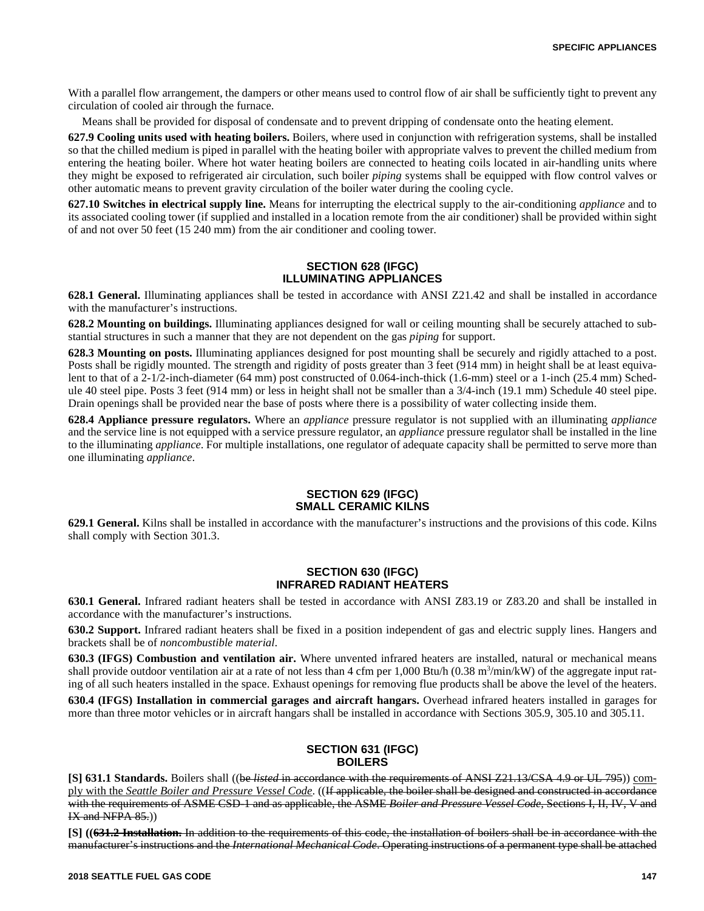With a parallel flow arrangement, the dampers or other means used to control flow of air shall be sufficiently tight to prevent any circulation of cooled air through the furnace.

Means shall be provided for disposal of condensate and to prevent dripping of condensate onto the heating element.

**627.9 Cooling units used with heating boilers.** Boilers, where used in conjunction with refrigeration systems, shall be installed so that the chilled medium is piped in parallel with the heating boiler with appropriate valves to prevent the chilled medium from entering the heating boiler. Where hot water heating boilers are connected to heating coils located in air-handling units where they might be exposed to refrigerated air circulation, such boiler *piping* systems shall be equipped with flow control valves or other automatic means to prevent gravity circulation of the boiler water during the cooling cycle.

**627.10 Switches in electrical supply line.** Means for interrupting the electrical supply to the air-conditioning *appliance* and to its associated cooling tower (if supplied and installed in a location remote from the air conditioner) shall be provided within sight of and not over 50 feet (15 240 mm) from the air conditioner and cooling tower.

## SECTION 628 (IFGC) ILLUMINATING APPLIANCES

**628.1 General.** Illuminating appliances shall be tested in accordance with ANSI Z21.42 and shall be installed in accordance with the manufacturer's instructions.

**628.2 Mounting on buildings.** Illuminating appliances designed for wall or ceiling mounting shall be securely attached to substantial structures in such a manner that they are not dependent on the gas *piping* for support.

**628.3 Mounting on posts.** Illuminating appliances designed for post mounting shall be securely and rigidly attached to a post. Posts shall be rigidly mounted. The strength and rigidity of posts greater than 3 feet (914 mm) in height shall be at least equivalent to that of a 2-1/2-inch-diameter (64 mm) post constructed of 0.064-inch-thick (1.6-mm) steel or a 1-inch (25.4 mm) Schedule 40 steel pipe. Posts 3 feet (914 mm) or less in height shall not be smaller than a 3/4-inch (19.1 mm) Schedule 40 steel pipe. Drain openings shall be provided near the base of posts where there is a possibility of water collecting inside them.

**628.4 Appliance pressure regulators.** Where an *appliance* pressure regulator is not supplied with an illuminating *appliance* and the service line is not equipped with a service pressure regulator, an *appliance* pressure regulator shall be installed in the line to the illuminating *appliance*. For multiple installations, one regulator of adequate capacity shall be permitted to serve more than one illuminating *appliance*.

## SECTION 629 (IFGC) SMALL CERAMIC KILNS

**629.1 General.** Kilns shall be installed in accordance with the manufacturer's instructions and the provisions of this code. Kilns shall comply with Section 301.3.

## SECTION 630 (IFGC) INFRARED RADIANT HEATERS

**630.1 General.** Infrared radiant heaters shall be tested in accordance with ANSI Z83.19 or Z83.20 and shall be installed in accordance with the manufacturer's instructions.

**630.2 Support.** Infrared radiant heaters shall be fixed in a position independent of gas and electric supply lines. Hangers and brackets shall be of *noncombustible material*.

**630.3 (IFGS) Combustion and ventilation air.** Where unvented infrared heaters are installed, natural or mechanical means shall provide outdoor ventilation air at a rate of not less than 4 cfm per 1,000 Btu/h (0.38 $m^3$/min/kW) of the aggregate input rating of all such heaters installed in the space. Exhaust openings for removing flue products shall be above the level of the heaters.

**630.4 (IFGS) Installation in commercial garages and aircraft hangars.** Overhead infrared heaters installed in garages for more than three motor vehicles or in aircraft hangars shall be installed in accordance with Sections 305.9, 305.10 and 305.11.

## SECTION 631 (IFGC) BOILERS

**[S] 631.1 Standards.** Boilers shall ((~~be *listed* in accordance with the requirements of ANSI Z21.13/CSA 4.9 or UL 795~~)) <u>comply with the *Seattle Boiler and Pressure Vessel Code*</u>. ((~~If applicable, the boiler shall be designed and constructed in accordance with the requirements of ASME CSD-1 and as applicable, the ASME *Boiler and Pressure Vessel Code*, Sections I, II, IV, V and IX and NFPA 85.~~))

**[S] ((~~631.2 Installation.~~** ~~In addition to the requirements of this code, the installation of boilers shall be in accordance with the manufacturer's instructions and the *International Mechanical Code*. Operating instructions of a permanent type shall be attached~~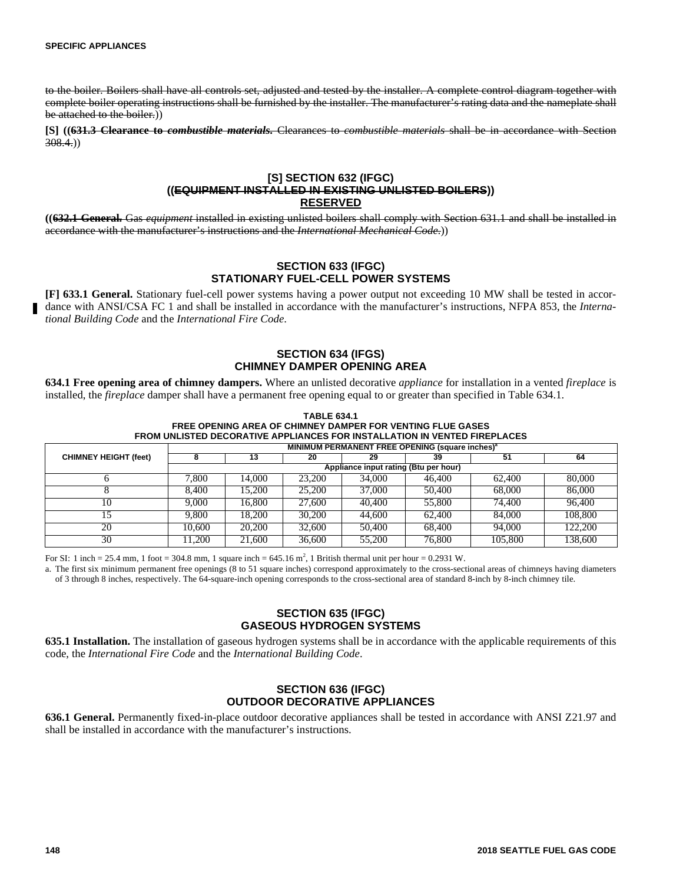~~to the boiler. Boilers shall have all controls set, adjusted and tested by the installer. A complete control diagram together with complete boiler operating instructions shall be furnished by the installer. The manufacturer's rating data and the nameplate shall be attached to the boiler.~~))

**[S] ((~~631.3 Clearance to~~ ~~*combustible materials.*~~** ~~Clearances to *combustible materials* shall be in accordance with Section 308.4.~~))

## [S] SECTION 632 (IFGC)
## ((~~EQUIPMENT INSTALLED IN EXISTING UNLISTED BOILERS~~))
## RESERVED

**((~~632.1 General.~~** ~~Gas *equipment* installed in existing unlisted boilers shall comply with Section 631.1 and shall be installed in accordance with the manufacturer's instructions and the *International Mechanical Code*.~~))

## SECTION 633 (IFGC)
## STATIONARY FUEL-CELL POWER SYSTEMS

**[F] 633.1 General.** Stationary fuel-cell power systems having a power output not exceeding 10 MW shall be tested in accordance with ANSI/CSA FC 1 and shall be installed in accordance with the manufacturer's instructions, NFPA 853, the *International Building Code* and the *International Fire Code*.

## SECTION 634 (IFGS)
## CHIMNEY DAMPER OPENING AREA

**634.1 Free opening area of chimney dampers.** Where an unlisted decorative *appliance* for installation in a vented *fireplace* is installed, the *fireplace* damper shall have a permanent free opening equal to or greater than specified in Table 634.1.

**TABLE 634.1**
**FREE OPENING AREA OF CHIMNEY DAMPER FOR VENTING FLUE GASES FROM UNLISTED DECORATIVE APPLIANCES FOR INSTALLATION IN VENTED FIREPLACES**

| CHIMNEY HEIGHT (feet) | MINIMUM PERMANENT FREE OPENING (square inches)[a] | | | | | | |
|---|---|---|---|---|---|---|---|
| | 8 | 13 | 20 | 29 | 39 | 51 | 64 |
| | Appliance input rating (Btu per hour) | | | | | | |
| 6 | 7,800 | 14,000 | 23,200 | 34,000 | 46,400 | 62,400 | 80,000 |
| 8 | 8,400 | 15,200 | 25,200 | 37,000 | 50,400 | 68,000 | 86,000 |
| 10 | 9,000 | 16,800 | 27,600 | 40,400 | 55,800 | 74,400 | 96,400 |
| 15 | 9,800 | 18,200 | 30,200 | 44,600 | 62,400 | 84,000 | 108,800 |
| 20 | 10,600 | 20,200 | 32,600 | 50,400 | 68,400 | 94,000 | 122,200 |
| 30 | 11,200 | 21,600 | 36,600 | 55,200 | 76,800 | 105,800 | 138,600 |

For SI: 1 inch = 25.4 mm, 1 foot = 304.8 mm, 1 square inch = 645.16 $m^2$, 1 British thermal unit per hour = 0.2931 W.

a. The first six minimum permanent free openings (8 to 51 square inches) correspond approximately to the cross-sectional areas of chimneys having diameters of 3 through 8 inches, respectively. The 64-square-inch opening corresponds to the cross-sectional area of standard 8-inch by 8-inch chimney tile.

## SECTION 635 (IFGC)
## GASEOUS HYDROGEN SYSTEMS

**635.1 Installation.** The installation of gaseous hydrogen systems shall be in accordance with the applicable requirements of this code, the *International Fire Code* and the *International Building Code*.

## SECTION 636 (IFGC)
## OUTDOOR DECORATIVE APPLIANCES

**636.1 General.** Permanently fixed-in-place outdoor decorative appliances shall be tested in accordance with ANSI Z21.97 and shall be installed in accordance with the manufacturer's instructions.